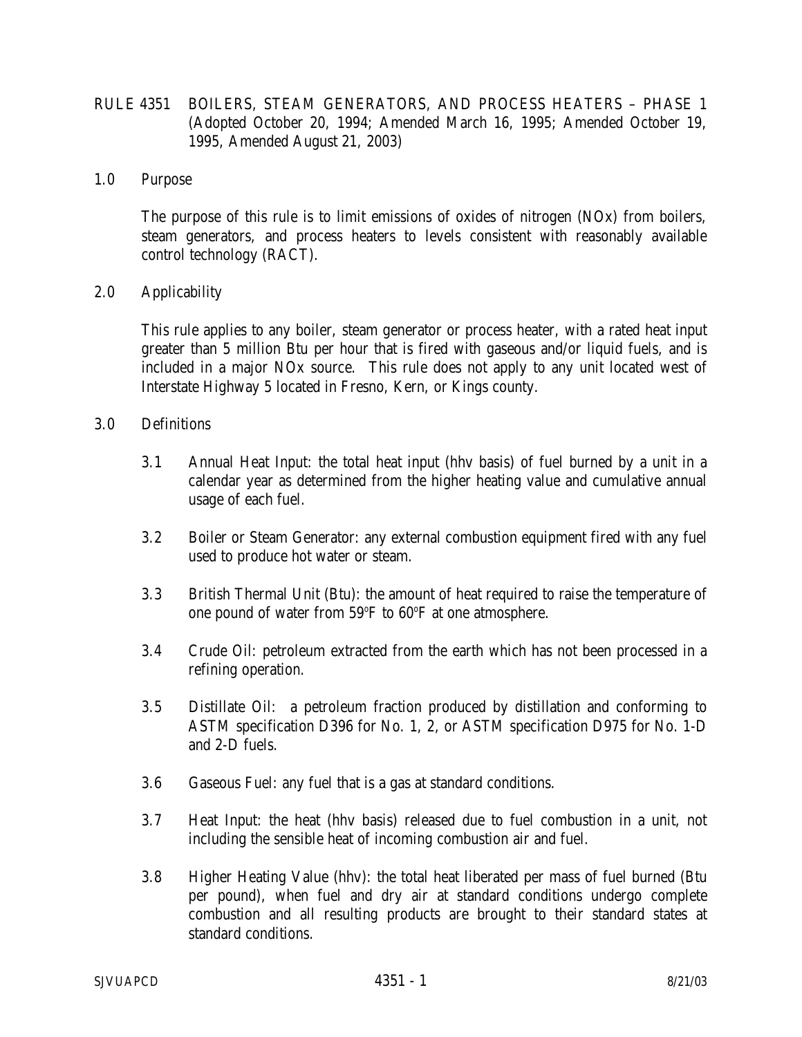# RULE 4351 BOILERS, STEAM GENERATORS, AND PROCESS HEATERS – PHASE 1

(Adopted October 20, 1994; Amended March 16, 1995; Amended October 19, 1995, Amended August 21, 2003)

## 1.0 Purpose

The purpose of this rule is to limit emissions of oxides of nitrogen (NOx) from boilers, steam generators, and process heaters to levels consistent with reasonably available control technology (RACT).

## 2.0 Applicability

This rule applies to any boiler, steam generator or process heater, with a rated heat input greater than 5 million Btu per hour that is fired with gaseous and/or liquid fuels, and is included in a major NOx source. This rule does not apply to any unit located west of Interstate Highway 5 located in Fresno, Kern, or Kings county.

## 3.0 Definitions

3.1 Annual Heat Input: the total heat input (hhv basis) of fuel burned by a unit in a calendar year as determined from the higher heating value and cumulative annual usage of each fuel.

3.2 Boiler or Steam Generator: any external combustion equipment fired with any fuel used to produce hot water or steam.

3.3 British Thermal Unit (Btu): the amount of heat required to raise the temperature of one pound of water from 59°F to 60°F at one atmosphere.

3.4 Crude Oil: petroleum extracted from the earth which has not been processed in a refining operation.

3.5 Distillate Oil: a petroleum fraction produced by distillation and conforming to ASTM specification D396 for No. 1, 2, or ASTM specification D975 for No. 1-D and 2-D fuels.

3.6 Gaseous Fuel: any fuel that is a gas at standard conditions.

3.7 Heat Input: the heat (hhv basis) released due to fuel combustion in a unit, not including the sensible heat of incoming combustion air and fuel.

3.8 Higher Heating Value (hhv): the total heat liberated per mass of fuel burned (Btu per pound), when fuel and dry air at standard conditions undergo complete combustion and all resulting products are brought to their standard states at standard conditions.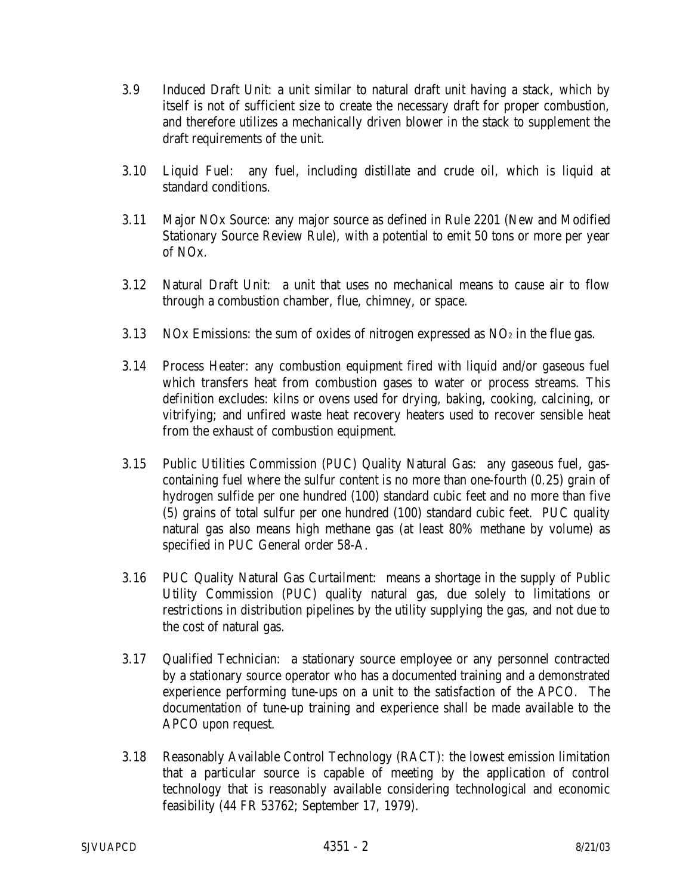3.9 Induced Draft Unit: a unit similar to natural draft unit having a stack, which by itself is not of sufficient size to create the necessary draft for proper combustion, and therefore utilizes a mechanically driven blower in the stack to supplement the draft requirements of the unit.

3.10 Liquid Fuel: any fuel, including distillate and crude oil, which is liquid at standard conditions.

3.11 Major NOx Source: any major source as defined in Rule 2201 (New and Modified Stationary Source Review Rule), with a potential to emit 50 tons or more per year of NOx.

3.12 Natural Draft Unit: a unit that uses no mechanical means to cause air to flow through a combustion chamber, flue, chimney, or space.

3.13 NOx Emissions: the sum of oxides of nitrogen expressed as $NO_2$ in the flue gas.

3.14 Process Heater: any combustion equipment fired with liquid and/or gaseous fuel which transfers heat from combustion gases to water or process streams. This definition excludes: kilns or ovens used for drying, baking, cooking, calcining, or vitrifying; and unfired waste heat recovery heaters used to recover sensible heat from the exhaust of combustion equipment.

3.15 Public Utilities Commission (PUC) Quality Natural Gas: any gaseous fuel, gas-containing fuel where the sulfur content is no more than one-fourth (0.25) grain of hydrogen sulfide per one hundred (100) standard cubic feet and no more than five (5) grains of total sulfur per one hundred (100) standard cubic feet. PUC quality natural gas also means high methane gas (at least 80% methane by volume) as specified in PUC General order 58-A.

3.16 PUC Quality Natural Gas Curtailment: means a shortage in the supply of Public Utility Commission (PUC) quality natural gas, due solely to limitations or restrictions in distribution pipelines by the utility supplying the gas, and not due to the cost of natural gas.

3.17 Qualified Technician: a stationary source employee or any personnel contracted by a stationary source operator who has a documented training and a demonstrated experience performing tune-ups on a unit to the satisfaction of the APCO. The documentation of tune-up training and experience shall be made available to the APCO upon request.

3.18 Reasonably Available Control Technology (RACT): the lowest emission limitation that a particular source is capable of meeting by the application of control technology that is reasonably available considering technological and economic feasibility (44 FR 53762; September 17, 1979).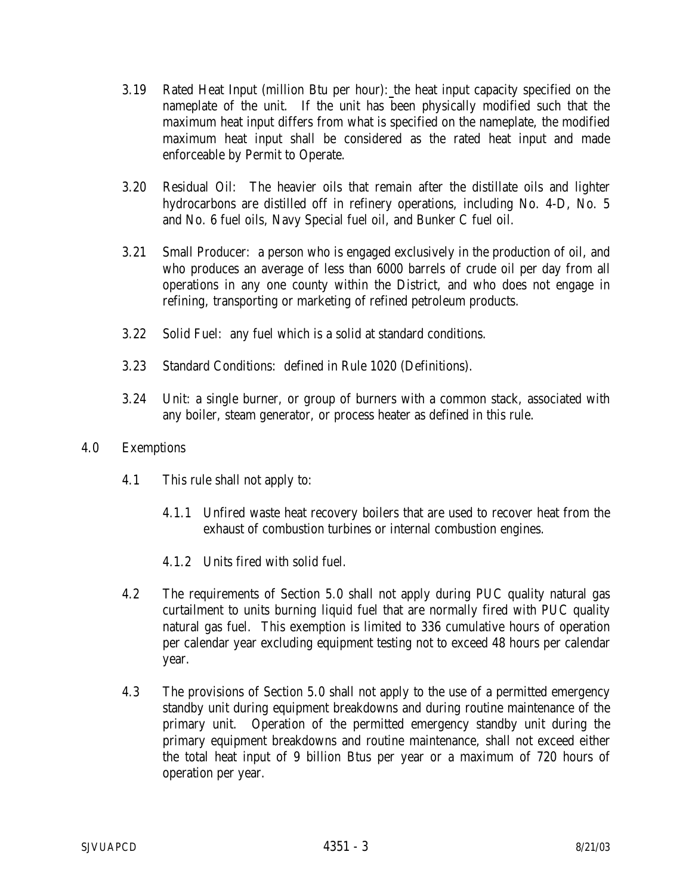3.19 Rated Heat Input (million Btu per hour): the heat input capacity specified on the nameplate of the unit. If the unit has been physically modified such that the maximum heat input differs from what is specified on the nameplate, the modified maximum heat input shall be considered as the rated heat input and made enforceable by Permit to Operate.

3.20 Residual Oil: The heavier oils that remain after the distillate oils and lighter hydrocarbons are distilled off in refinery operations, including No. 4-D, No. 5 and No. 6 fuel oils, Navy Special fuel oil, and Bunker C fuel oil.

3.21 Small Producer: a person who is engaged exclusively in the production of oil, and who produces an average of less than 6000 barrels of crude oil per day from all operations in any one county within the District, and who does not engage in refining, transporting or marketing of refined petroleum products.

3.22 Solid Fuel: any fuel which is a solid at standard conditions.

3.23 Standard Conditions: defined in Rule 1020 (Definitions).

3.24 Unit: a single burner, or group of burners with a common stack, associated with any boiler, steam generator, or process heater as defined in this rule.

## 4.0 Exemptions

4.1 This rule shall not apply to:

4.1.1 Unfired waste heat recovery boilers that are used to recover heat from the exhaust of combustion turbines or internal combustion engines.

4.1.2 Units fired with solid fuel.

4.2 The requirements of Section 5.0 shall not apply during PUC quality natural gas curtailment to units burning liquid fuel that are normally fired with PUC quality natural gas fuel. This exemption is limited to 336 cumulative hours of operation per calendar year excluding equipment testing not to exceed 48 hours per calendar year.

4.3 The provisions of Section 5.0 shall not apply to the use of a permitted emergency standby unit during equipment breakdowns and during routine maintenance of the primary unit. Operation of the permitted emergency standby unit during the primary equipment breakdowns and routine maintenance, shall not exceed either the total heat input of 9 billion Btus per year or a maximum of 720 hours of operation per year.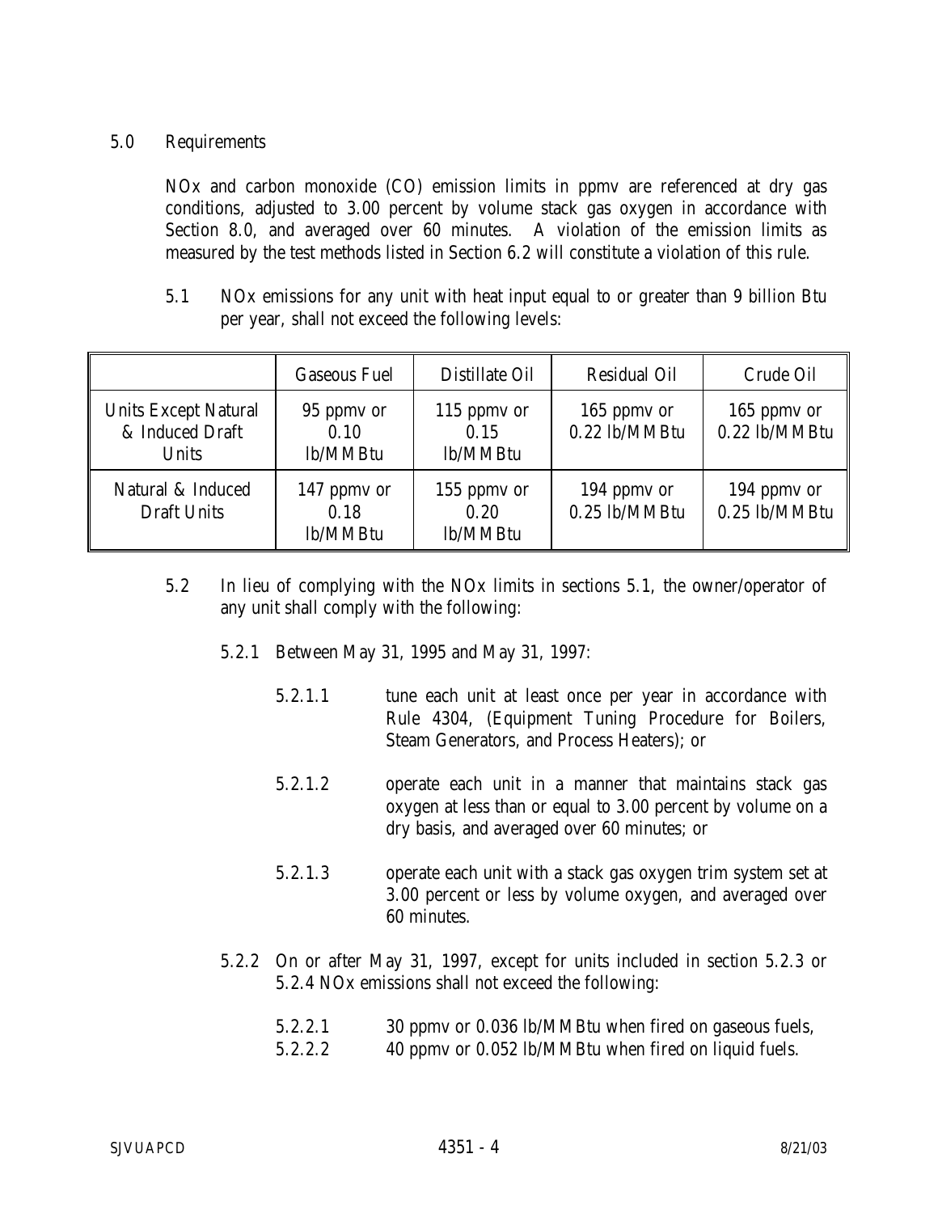## 5.0 Requirements

NOx and carbon monoxide (CO) emission limits in ppmv are referenced at dry gas conditions, adjusted to 3.00 percent by volume stack gas oxygen in accordance with Section 8.0, and averaged over 60 minutes. A violation of the emission limits as measured by the test methods listed in Section 6.2 will constitute a violation of this rule.

5.1 NOx emissions for any unit with heat input equal to or greater than 9 billion Btu per year, shall not exceed the following levels:

| | Gaseous Fuel | Distillate Oil | Residual Oil | Crude Oil |
|---|---|---|---|---|
| Units Except Natural & Induced Draft Units | 95 ppmv or 0.10 lb/MMBtu | 115 ppmv or 0.15 lb/MMBtu | 165 ppmv or 0.22 lb/MMBtu | 165 ppmv or 0.22 lb/MMBtu |
| Natural & Induced Draft Units | 147 ppmv or 0.18 lb/MMBtu | 155 ppmv or 0.20 lb/MMBtu | 194 ppmv or 0.25 lb/MMBtu | 194 ppmv or 0.25 lb/MMBtu |

5.2 In lieu of complying with the NOx limits in sections 5.1, the owner/operator of any unit shall comply with the following:

5.2.1 Between May 31, 1995 and May 31, 1997:

5.2.1.1 tune each unit at least once per year in accordance with Rule 4304, (Equipment Tuning Procedure for Boilers, Steam Generators, and Process Heaters); or

5.2.1.2 operate each unit in a manner that maintains stack gas oxygen at less than or equal to 3.00 percent by volume on a dry basis, and averaged over 60 minutes; or

5.2.1.3 operate each unit with a stack gas oxygen trim system set at 3.00 percent or less by volume oxygen, and averaged over 60 minutes.

5.2.2 On or after May 31, 1997, except for units included in section 5.2.3 or 5.2.4 NOx emissions shall not exceed the following:

5.2.2.1 30 ppmv or 0.036 lb/MMBtu when fired on gaseous fuels,

5.2.2.2 40 ppmv or 0.052 lb/MMBtu when fired on liquid fuels.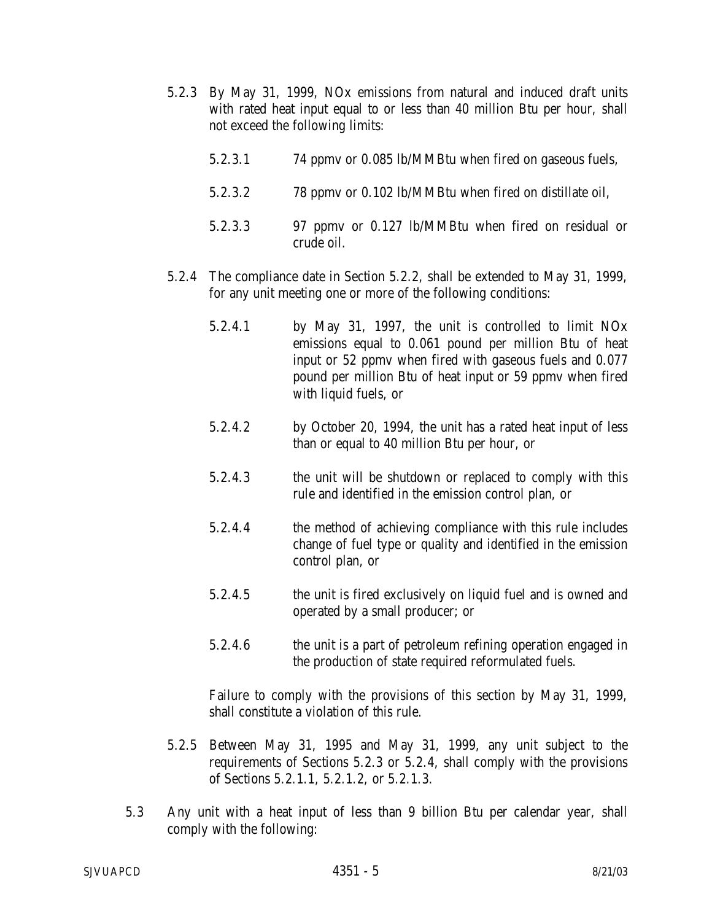5.2.3 By May 31, 1999, NOx emissions from natural and induced draft units with rated heat input equal to or less than 40 million Btu per hour, shall not exceed the following limits:

5.2.3.1 74 ppmv or 0.085 lb/MMBtu when fired on gaseous fuels,

5.2.3.2 78 ppmv or 0.102 lb/MMBtu when fired on distillate oil,

5.2.3.3 97 ppmv or 0.127 lb/MMBtu when fired on residual or crude oil.

5.2.4 The compliance date in Section 5.2.2, shall be extended to May 31, 1999, for any unit meeting one or more of the following conditions:

5.2.4.1 by May 31, 1997, the unit is controlled to limit NOx emissions equal to 0.061 pound per million Btu of heat input or 52 ppmv when fired with gaseous fuels and 0.077 pound per million Btu of heat input or 59 ppmv when fired with liquid fuels, or

5.2.4.2 by October 20, 1994, the unit has a rated heat input of less than or equal to 40 million Btu per hour, or

5.2.4.3 the unit will be shutdown or replaced to comply with this rule and identified in the emission control plan, or

5.2.4.4 the method of achieving compliance with this rule includes change of fuel type or quality and identified in the emission control plan, or

5.2.4.5 the unit is fired exclusively on liquid fuel and is owned and operated by a small producer; or

5.2.4.6 the unit is a part of petroleum refining operation engaged in the production of state required reformulated fuels.

Failure to comply with the provisions of this section by May 31, 1999, shall constitute a violation of this rule.

5.2.5 Between May 31, 1995 and May 31, 1999, any unit subject to the requirements of Sections 5.2.3 or 5.2.4, shall comply with the provisions of Sections 5.2.1.1, 5.2.1.2, or 5.2.1.3.

5.3 Any unit with a heat input of less than 9 billion Btu per calendar year, shall comply with the following: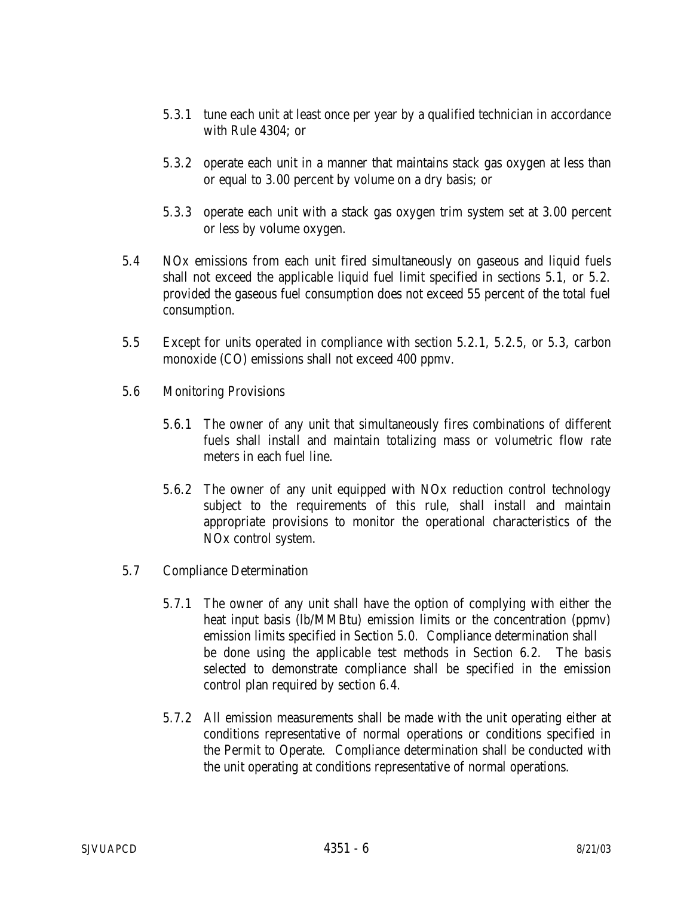5.3.1 tune each unit at least once per year by a qualified technician in accordance with Rule 4304; or

5.3.2 operate each unit in a manner that maintains stack gas oxygen at less than or equal to 3.00 percent by volume on a dry basis; or

5.3.3 operate each unit with a stack gas oxygen trim system set at 3.00 percent or less by volume oxygen.

5.4 NOx emissions from each unit fired simultaneously on gaseous and liquid fuels shall not exceed the applicable liquid fuel limit specified in sections 5.1, or 5.2. provided the gaseous fuel consumption does not exceed 55 percent of the total fuel consumption.

5.5 Except for units operated in compliance with section 5.2.1, 5.2.5, or 5.3, carbon monoxide (CO) emissions shall not exceed 400 ppmv.

5.6 Monitoring Provisions

5.6.1 The owner of any unit that simultaneously fires combinations of different fuels shall install and maintain totalizing mass or volumetric flow rate meters in each fuel line.

5.6.2 The owner of any unit equipped with NOx reduction control technology subject to the requirements of this rule, shall install and maintain appropriate provisions to monitor the operational characteristics of the NOx control system.

5.7 Compliance Determination

5.7.1 The owner of any unit shall have the option of complying with either the heat input basis (lb/MMBtu) emission limits or the concentration (ppmv) emission limits specified in Section 5.0. Compliance determination shall be done using the applicable test methods in Section 6.2. The basis selected to demonstrate compliance shall be specified in the emission control plan required by section 6.4.

5.7.2 All emission measurements shall be made with the unit operating either at conditions representative of normal operations or conditions specified in the Permit to Operate. Compliance determination shall be conducted with the unit operating at conditions representative of normal operations.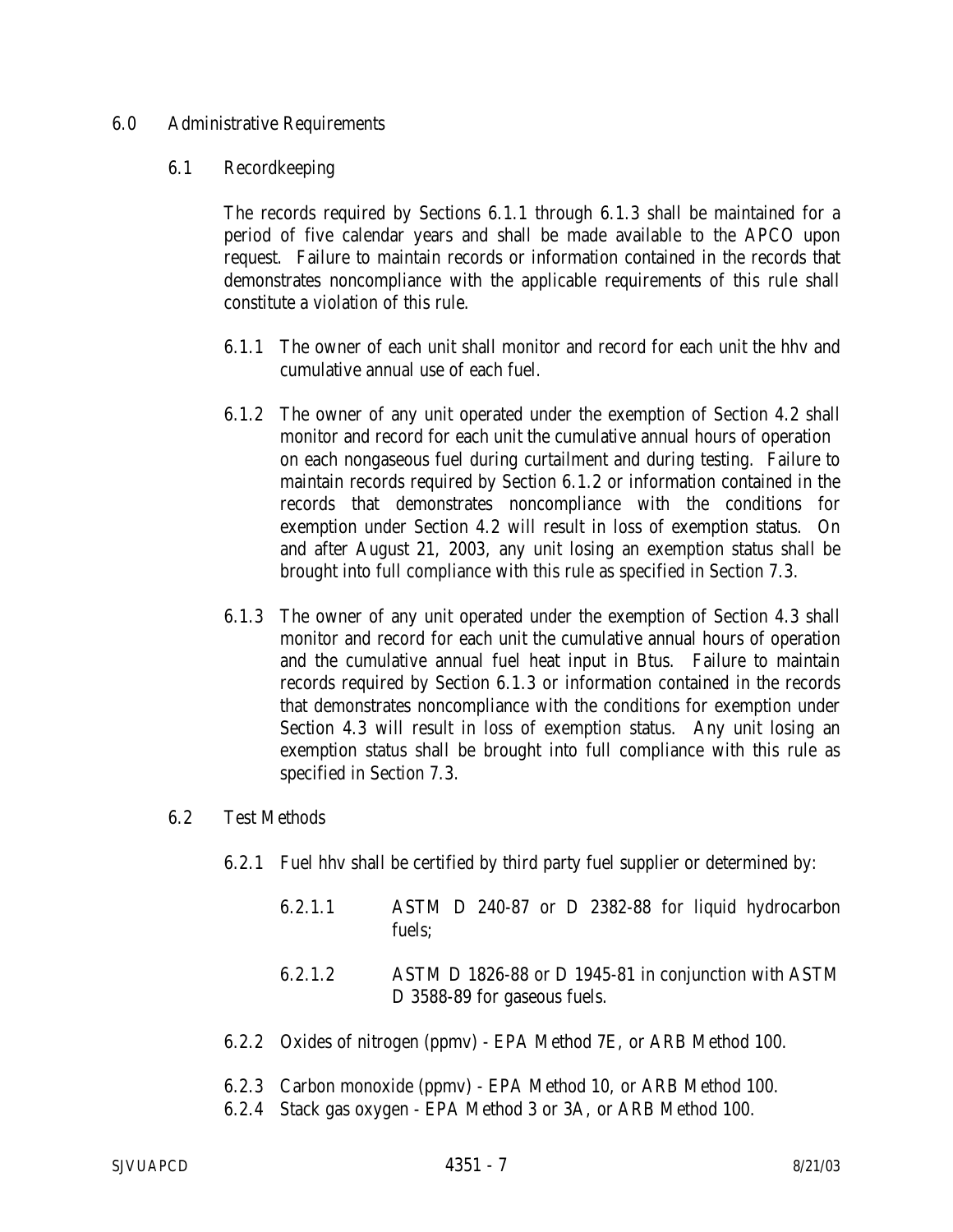## 6.0 Administrative Requirements

### 6.1 Recordkeeping

The records required by Sections 6.1.1 through 6.1.3 shall be maintained for a period of five calendar years and shall be made available to the APCO upon request. Failure to maintain records or information contained in the records that demonstrates noncompliance with the applicable requirements of this rule shall constitute a violation of this rule.

6.1.1 The owner of each unit shall monitor and record for each unit the hhv and cumulative annual use of each fuel.

6.1.2 The owner of any unit operated under the exemption of Section 4.2 shall monitor and record for each unit the cumulative annual hours of operation on each nongaseous fuel during curtailment and during testing. Failure to maintain records required by Section 6.1.2 or information contained in the records that demonstrates noncompliance with the conditions for exemption under Section 4.2 will result in loss of exemption status. On and after August 21, 2003, any unit losing an exemption status shall be brought into full compliance with this rule as specified in Section 7.3.

6.1.3 The owner of any unit operated under the exemption of Section 4.3 shall monitor and record for each unit the cumulative annual hours of operation and the cumulative annual fuel heat input in Btus. Failure to maintain records required by Section 6.1.3 or information contained in the records that demonstrates noncompliance with the conditions for exemption under Section 4.3 will result in loss of exemption status. Any unit losing an exemption status shall be brought into full compliance with this rule as specified in Section 7.3.

### 6.2 Test Methods

6.2.1 Fuel hhv shall be certified by third party fuel supplier or determined by:

6.2.1.1 ASTM D 240-87 or D 2382-88 for liquid hydrocarbon fuels;

6.2.1.2 ASTM D 1826-88 or D 1945-81 in conjunction with ASTM D 3588-89 for gaseous fuels.

6.2.2 Oxides of nitrogen (ppmv) - EPA Method 7E, or ARB Method 100.

6.2.3 Carbon monoxide (ppmv) - EPA Method 10, or ARB Method 100.

6.2.4 Stack gas oxygen - EPA Method 3 or 3A, or ARB Method 100.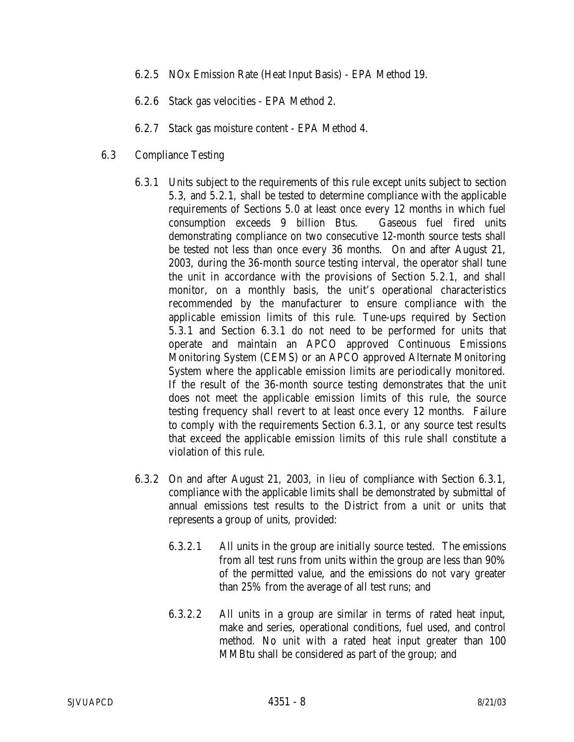6.2.5 NOx Emission Rate (Heat Input Basis) - EPA Method 19.

6.2.6 Stack gas velocities - EPA Method 2.

6.2.7 Stack gas moisture content - EPA Method 4.

6.3 Compliance Testing

6.3.1 Units subject to the requirements of this rule except units subject to section 5.3, and 5.2.1, shall be tested to determine compliance with the applicable requirements of Sections 5.0 at least once every 12 months in which fuel consumption exceeds 9 billion Btus. Gaseous fuel fired units demonstrating compliance on two consecutive 12-month source tests shall be tested not less than once every 36 months. On and after August 21, 2003, during the 36-month source testing interval, the operator shall tune the unit in accordance with the provisions of Section 5.2.1, and shall monitor, on a monthly basis, the unit's operational characteristics recommended by the manufacturer to ensure compliance with the applicable emission limits of this rule. Tune-ups required by Section 5.3.1 and Section 6.3.1 do not need to be performed for units that operate and maintain an APCO approved Continuous Emissions Monitoring System (CEMS) or an APCO approved Alternate Monitoring System where the applicable emission limits are periodically monitored. If the result of the 36-month source testing demonstrates that the unit does not meet the applicable emission limits of this rule, the source testing frequency shall revert to at least once every 12 months. Failure to comply with the requirements Section 6.3.1, or any source test results that exceed the applicable emission limits of this rule shall constitute a violation of this rule.

6.3.2 On and after August 21, 2003, in lieu of compliance with Section 6.3.1, compliance with the applicable limits shall be demonstrated by submittal of annual emissions test results to the District from a unit or units that represents a group of units, provided:

6.3.2.1 All units in the group are initially source tested. The emissions from all test runs from units within the group are less than 90% of the permitted value, and the emissions do not vary greater than 25% from the average of all test runs; and

6.3.2.2 All units in a group are similar in terms of rated heat input, make and series, operational conditions, fuel used, and control method. No unit with a rated heat input greater than 100 MMBtu shall be considered as part of the group; and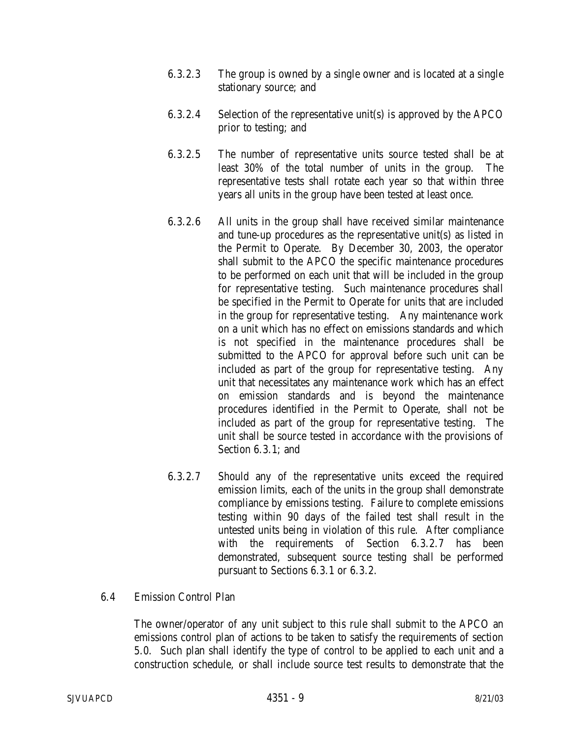6.3.2.3 The group is owned by a single owner and is located at a single stationary source; and

6.3.2.4 Selection of the representative unit(s) is approved by the APCO prior to testing; and

6.3.2.5 The number of representative units source tested shall be at least 30% of the total number of units in the group. The representative tests shall rotate each year so that within three years all units in the group have been tested at least once.

6.3.2.6 All units in the group shall have received similar maintenance and tune-up procedures as the representative unit(s) as listed in the Permit to Operate. By December 30, 2003, the operator shall submit to the APCO the specific maintenance procedures to be performed on each unit that will be included in the group for representative testing. Such maintenance procedures shall be specified in the Permit to Operate for units that are included in the group for representative testing. Any maintenance work on a unit which has no effect on emissions standards and which is not specified in the maintenance procedures shall be submitted to the APCO for approval before such unit can be included as part of the group for representative testing. Any unit that necessitates any maintenance work which has an effect on emission standards and is beyond the maintenance procedures identified in the Permit to Operate, shall not be included as part of the group for representative testing. The unit shall be source tested in accordance with the provisions of Section 6.3.1; and

6.3.2.7 Should any of the representative units exceed the required emission limits, each of the units in the group shall demonstrate compliance by emissions testing. Failure to complete emissions testing within 90 days of the failed test shall result in the untested units being in violation of this rule. After compliance with the requirements of Section 6.3.2.7 has been demonstrated, subsequent source testing shall be performed pursuant to Sections 6.3.1 or 6.3.2.

6.4 Emission Control Plan

The owner/operator of any unit subject to this rule shall submit to the APCO an emissions control plan of actions to be taken to satisfy the requirements of section 5.0. Such plan shall identify the type of control to be applied to each unit and a construction schedule, or shall include source test results to demonstrate that the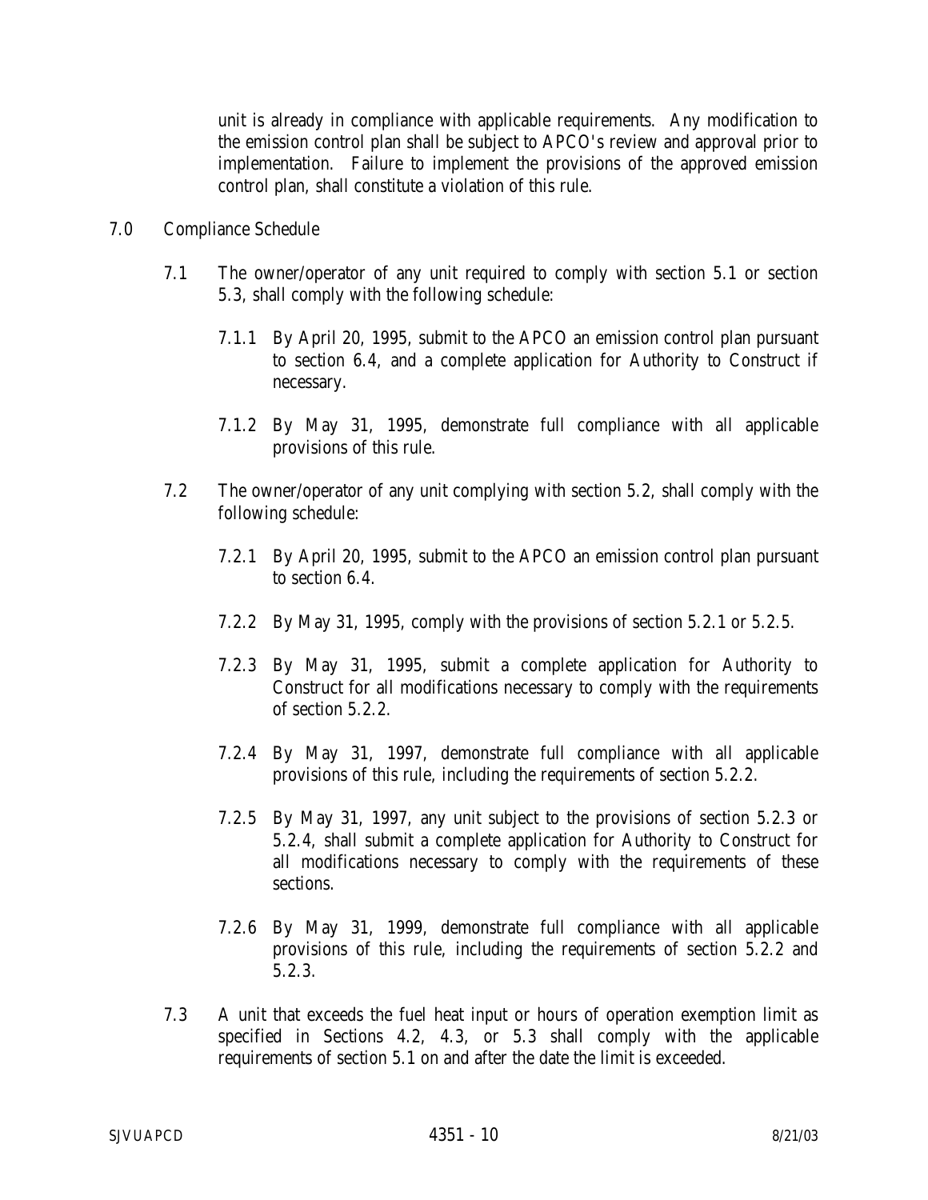unit is already in compliance with applicable requirements. Any modification to the emission control plan shall be subject to APCO's review and approval prior to implementation. Failure to implement the provisions of the approved emission control plan, shall constitute a violation of this rule.

## 7.0 Compliance Schedule

7.1 The owner/operator of any unit required to comply with section 5.1 or section 5.3, shall comply with the following schedule:

7.1.1 By April 20, 1995, submit to the APCO an emission control plan pursuant to section 6.4, and a complete application for Authority to Construct if necessary.

7.1.2 By May 31, 1995, demonstrate full compliance with all applicable provisions of this rule.

7.2 The owner/operator of any unit complying with section 5.2, shall comply with the following schedule:

7.2.1 By April 20, 1995, submit to the APCO an emission control plan pursuant to section 6.4.

7.2.2 By May 31, 1995, comply with the provisions of section 5.2.1 or 5.2.5.

7.2.3 By May 31, 1995, submit a complete application for Authority to Construct for all modifications necessary to comply with the requirements of section 5.2.2.

7.2.4 By May 31, 1997, demonstrate full compliance with all applicable provisions of this rule, including the requirements of section 5.2.2.

7.2.5 By May 31, 1997, any unit subject to the provisions of section 5.2.3 or 5.2.4, shall submit a complete application for Authority to Construct for all modifications necessary to comply with the requirements of these sections.

7.2.6 By May 31, 1999, demonstrate full compliance with all applicable provisions of this rule, including the requirements of section 5.2.2 and 5.2.3.

7.3 A unit that exceeds the fuel heat input or hours of operation exemption limit as specified in Sections 4.2, 4.3, or 5.3 shall comply with the applicable requirements of section 5.1 on and after the date the limit is exceeded.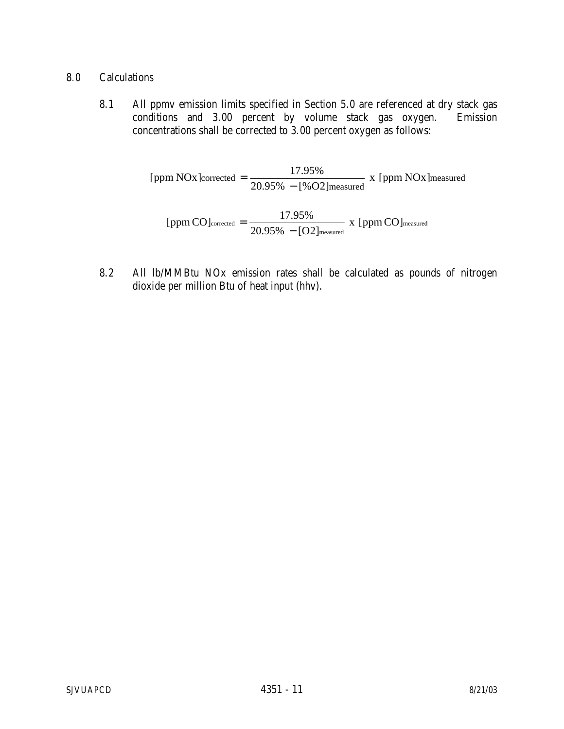## 8.0 Calculations

8.1 All ppmv emission limits specified in Section 5.0 are referenced at dry stack gas conditions and 3.00 percent by volume stack gas oxygen. Emission concentrations shall be corrected to 3.00 percent oxygen as follows:

$$[\text{ppm NOx}]_{\text{corrected}} = \frac{17.95\%}{20.95\% - [\%\text{O2}]_{\text{measured}}} \text{ x } [\text{ppm NOx}]_{\text{measured}}$$

$$[\text{ppm CO}]_{\text{corrected}} = \frac{17.95\%}{20.95\% - [\text{O2}]_{\text{measured}}} \text{ x } [\text{ppm CO}]_{\text{measured}}$$

8.2 All lb/MMBtu NOx emission rates shall be calculated as pounds of nitrogen dioxide per million Btu of heat input (hhv).